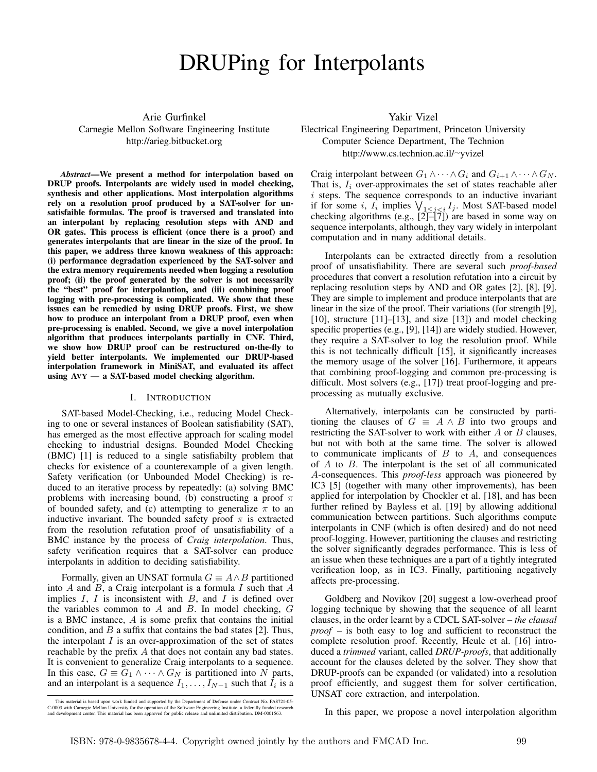# DRUPing for Interpolants

Arie Gurfinkel
Carnegie Mellon Software Engineering Institute
http://arieg.bitbucket.org

Yakir Vizel
Electrical Engineering Department, Princeton University
Computer Science Department, The Technion
http://www.cs.technion.ac.il/~yvizel

***Abstract*—We present a method for interpolation based on DRUP proofs. Interpolants are widely used in model checking, synthesis and other applications. Most interpolation algorithms rely on a resolution proof produced by a SAT-solver for unsatisfiable formulas. The proof is traversed and translated into an interpolant by replacing resolution steps with AND and OR gates. This process is efficient (once there is a proof) and generates interpolants that are linear in the size of the proof. In this paper, we address three known weakness of this approach: (i) performance degradation experienced by the SAT-solver and the extra memory requirements needed when logging a resolution proof; (ii) the proof generated by the solver is not necessarily the "best" proof for interpolantion, and (iii) combining proof logging with pre-processing is complicated. We show that these issues can be remedied by using DRUP proofs. First, we show how to produce an interpolant from a DRUP proof, even when pre-processing is enabled. Second, we give a novel interpolation algorithm that produces interpolants partially in CNF. Third, we show how DRUP proof can be restructured on-the-fly to yield better interpolants. We implemented our DRUP-based interpolation framework in MiniSAT, and evaluated its affect using AVY — a SAT-based model checking algorithm.**

## I. Introduction

SAT-based Model-Checking, i.e., reducing Model Checking to one or several instances of Boolean satisfiability (SAT), has emerged as the most effective approach for scaling model checking to industrial designs. Bounded Model Checking (BMC) [1] is reduced to a single satisfiabilty problem that checks for existence of a counterexample of a given length. Safety verification (or Unbounded Model Checking) is reduced to an iterative process by repeatedly: (a) solving BMC problems with increasing bound, (b) constructing a proof $\pi$ of bounded safety, and (c) attempting to generalize $\pi$ to an inductive invariant. The bounded safety proof $\pi$ is extracted from the resolution refutation proof of unsatisfiability of a BMC instance by the process of *Craig interpolation*. Thus, safety verification requires that a SAT-solver can produce interpolants in addition to deciding satisfiability.

Formally, given an UNSAT formula $G \equiv A \wedge B$ partitioned into $A$ and $B$, a Craig interpolant is a formula $I$ such that $A$ implies $I$, $I$ is inconsistent with $B$, and $I$ is defined over the variables common to $A$ and $B$. In model checking, $G$ is a BMC instance, $A$ is some prefix that contains the initial condition, and $B$ a suffix that contains the bad states [2]. Thus, the interpolant $I$ is an over-approximation of the set of states reachable by the prefix $A$ that does not contain any bad states. It is convenient to generalize Craig interpolants to a sequence. In this case, $G \equiv G_1 \wedge \cdots \wedge G_N$ is partitioned into $N$ parts, and an interpolant is a sequence $I_1, \ldots, I_{N-1}$ such that $I_i$ is a Craig interpolant between $G_1 \wedge \cdots \wedge G_i$ and $G_{i+1} \wedge \cdots \wedge G_N$. That is, $I_i$ over-approximates the set of states reachable after $i$ steps. The sequence corresponds to an inductive invariant if for some $i$, $I_i$ implies $\bigvee_{1 \leq j \leq i} I_j$. Most SAT-based model checking algorithms (e.g., [2]–[7]) are based in some way on sequence interpolants, although, they vary widely in interpolant computation and in many additional details.

Interpolants can be extracted directly from a resolution proof of unsatisfiability. There are several such *proof-based* procedures that convert a resolution refutation into a circuit by replacing resolution steps by AND and OR gates [2], [8], [9]. They are simple to implement and produce interpolants that are linear in the size of the proof. Their variations (for strength [9], [10], structure [11]–[13], and size [13]) and model checking specific properties (e.g., [9], [14]) are widely studied. However, they require a SAT-solver to log the resolution proof. While this is not technically difficult [15], it significantly increases the memory usage of the solver [16]. Furthermore, it appears that combining proof-logging and common pre-processing is difficult. Most solvers (e.g., [17]) treat proof-logging and pre-processing as mutually exclusive.

Alternatively, interpolants can be constructed by partitioning the clauses of $G \equiv A \wedge B$ into two groups and restricting the SAT-solver to work with either $A$ or $B$ clauses, but not with both at the same time. The solver is allowed to communicate implicants of $B$ to $A$, and consequences of $A$ to $B$. The interpolant is the set of all communicated $A$-consequences. This *proof-less* approach was pioneered by IC3 [5] (together with many other improvements), has been applied for interpolation by Chockler et al. [18], and has been further refined by Bayless et al. [19] by allowing additional communication between partitions. Such algorithms compute interpolants in CNF (which is often desired) and do not need proof-logging. However, partitioning the clauses and restricting the solver significantly degrades performance. This is less of an issue when these techniques are a part of a tightly integrated verification loop, as in IC3. Finally, partitioning negatively affects pre-processing.

Goldberg and Novikov [20] suggest a low-overhead proof logging technique by showing that the sequence of all learnt clauses, in the order learnt by a CDCL SAT-solver – *the clausal proof* – is both easy to log and sufficient to reconstruct the complete resolution proof. Recently, Heule et al. [16] introduced a *trimmed* variant, called *DRUP-proofs*, that additionally account for the clauses deleted by the solver. They show that DRUP-proofs can be expanded (or validated) into a resolution proof efficiently, and suggest them for solver certification, UNSAT core extraction, and interpolation.

In this paper, we propose a novel interpolation algorithm

This material is based upon work funded and supported by the Department of Defense under Contract No. FA8721-05-C-0003 with Carnegie Mellon University for the operation of the Software Engineering Institute, a federally funded research and development center. This material has been approved for public release and unlimited distribution. DM-0001563.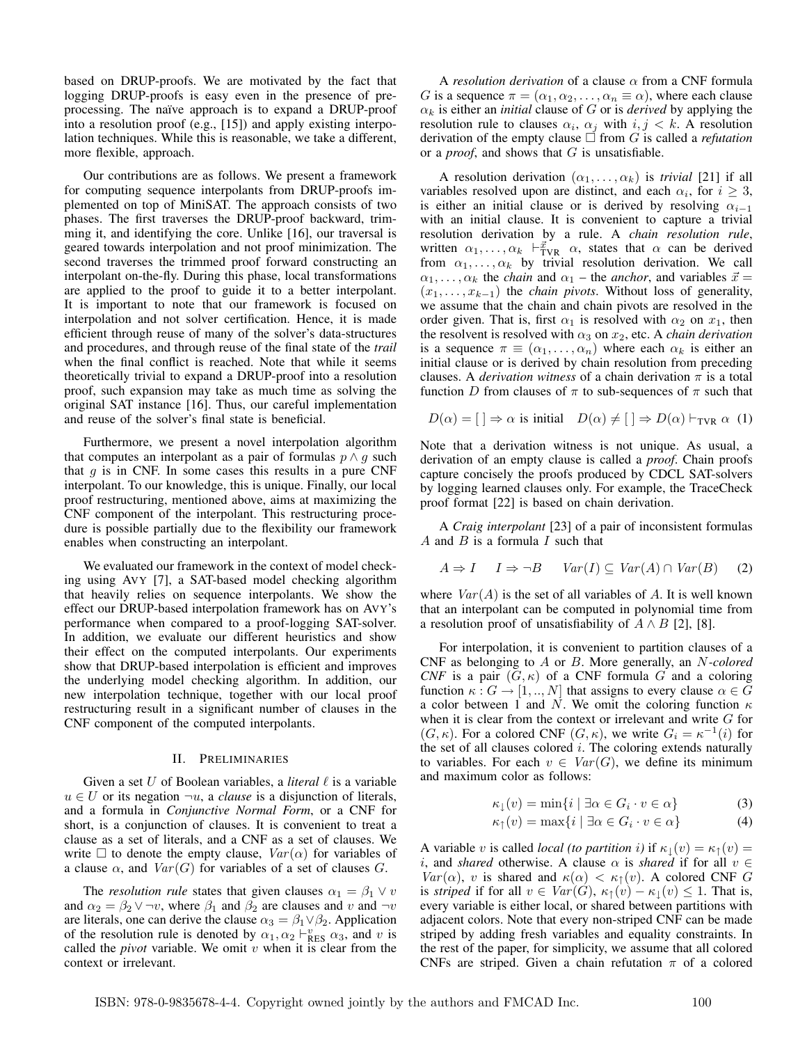based on DRUP-proofs. We are motivated by the fact that logging DRUP-proofs is easy even in the presence of preprocessing. The naïve approach is to expand a DRUP-proof into a resolution proof (e.g., [15]) and apply existing interpolation techniques. While this is reasonable, we take a different, more flexible, approach.

Our contributions are as follows. We present a framework for computing sequence interpolants from DRUP-proofs implemented on top of MiniSAT. The approach consists of two phases. The first traverses the DRUP-proof backward, trimming it, and identifying the core. Unlike [16], our traversal is geared towards interpolation and not proof minimization. The second traverses the trimmed proof forward constructing an interpolant on-the-fly. During this phase, local transformations are applied to the proof to guide it to a better interpolant. It is important to note that our framework is focused on interpolation and not solver certification. Hence, it is made efficient through reuse of many of the solver's data-structures and procedures, and through reuse of the final state of the *trail* when the final conflict is reached. Note that while it seems theoretically trivial to expand a DRUP-proof into a resolution proof, such expansion may take as much time as solving the original SAT instance [16]. Thus, our careful implementation and reuse of the solver's final state is beneficial.

Furthermore, we present a novel interpolation algorithm that computes an interpolant as a pair of formulas $p \wedge g$ such that $g$ is in CNF. In some cases this results in a pure CNF interpolant. To our knowledge, this is unique. Finally, our local proof restructuring, mentioned above, aims at maximizing the CNF component of the interpolant. This restructuring procedure is possible partially due to the flexibility our framework enables when constructing an interpolant.

We evaluated our framework in the context of model checking using AVY [7], a SAT-based model checking algorithm that heavily relies on sequence interpolants. We show the effect our DRUP-based interpolation framework has on AVY's performance when compared to a proof-logging SAT-solver. In addition, we evaluate our different heuristics and show their effect on the computed interpolants. Our experiments show that DRUP-based interpolation is efficient and improves the underlying model checking algorithm. In addition, our new interpolation technique, together with our local proof restructuring result in a significant number of clauses in the CNF component of the computed interpolants.

## II. Preliminaries

Given a set $U$ of Boolean variables, a *literal* $\ell$ is a variable $u \in U$ or its negation $\neg u$, a *clause* is a disjunction of literals, and a formula in *Conjunctive Normal Form*, or a CNF for short, is a conjunction of clauses. It is convenient to treat a clause as a set of literals, and a CNF as a set of clauses. We write $\Box$ to denote the empty clause, $Var(\alpha)$ for variables of a clause $\alpha$, and $Var(G)$ for variables of a set of clauses $G$.

The *resolution rule* states that given clauses $\alpha_1 = \beta_1 \vee v$ and $\alpha_2 = \beta_2 \vee \neg v$, where $\beta_1$ and $\beta_2$ are clauses and $v$ and $\neg v$ are literals, one can derive the clause $\alpha_3 = \beta_1 \vee \beta_2$. Application of the resolution rule is denoted by $\alpha_1, \alpha_2 \vdash^{v}_{\text{RES}} \alpha_3$, and $v$ is called the *pivot* variable. We omit $v$ when it is clear from the context or irrelevant.

A *resolution derivation* of a clause $\alpha$ from a CNF formula $G$ is a sequence $\pi = (\alpha_1, \alpha_2, \ldots, \alpha_n \equiv \alpha)$, where each clause $\alpha_k$ is either an *initial* clause of $G$ or is *derived* by applying the resolution rule to clauses $\alpha_i$, $\alpha_j$ with $i, j < k$. A resolution derivation of the empty clause $\Box$ from $G$ is called a *refutation* or a *proof*, and shows that $G$ is unsatisfiable.

A resolution derivation $(\alpha_1, \ldots, \alpha_k)$ is *trivial* [21] if all variables resolved upon are distinct, and each $\alpha_i$, for $i \geq 3$, is either an initial clause or is derived by resolving $\alpha_{i-1}$ with an initial clause. It is convenient to capture a trivial resolution derivation by a rule. A *chain resolution rule*, written $\alpha_1, \ldots, \alpha_k \vdash^{\vec{x}}_{\text{TVR}} \alpha$, states that $\alpha$ can be derived from $\alpha_1, \ldots, \alpha_k$ by trivial resolution derivation. We call $\alpha_1, \ldots, \alpha_k$ the *chain* and $\alpha_1$ – the *anchor*, and variables $\vec{x} = (x_1, \ldots, x_{k-1})$ the *chain pivots*. Without loss of generality, we assume that the chain and chain pivots are resolved in the order given. That is, first $\alpha_1$ is resolved with $\alpha_2$ on $x_1$, then the resolvent is resolved with $\alpha_3$ on $x_2$, etc. A *chain derivation* is a sequence $\pi \equiv (\alpha_1, \ldots, \alpha_n)$ where each $\alpha_k$ is either an initial clause or is derived by chain resolution from preceding clauses. A *derivation witness* of a chain derivation $\pi$ is a total function $D$ from clauses of $\pi$ to sub-sequences of $\pi$ such that

$$D(\alpha) = [\,] \Rightarrow \alpha \text{ is initial} \quad D(\alpha) \neq [\,] \Rightarrow D(\alpha) \vdash_{\text{TVR}} \alpha \quad (1)$$

Note that a derivation witness is not unique. As usual, a derivation of an empty clause is called a *proof*. Chain proofs capture concisely the proofs produced by CDCL SAT-solvers by logging learned clauses only. For example, the TraceCheck proof format [22] is based on chain derivation.

A *Craig interpolant* [23] of a pair of inconsistent formulas $A$ and $B$ is a formula $I$ such that

$$A \Rightarrow I \qquad I \Rightarrow \neg B \qquad Var(I) \subseteq Var(A) \cap Var(B) \qquad (2)$$

where $Var(A)$ is the set of all variables of $A$. It is well known that an interpolant can be computed in polynomial time from a resolution proof of unsatisfiability of $A \wedge B$ [2], [8].

For interpolation, it is convenient to partition clauses of a CNF as belonging to $A$ or $B$. More generally, an *$N$-colored CNF* is a pair $(G, \kappa)$ of a CNF formula $G$ and a coloring function $\kappa : G \rightarrow [1, .., N]$ that assigns to every clause $\alpha \in G$ a color between 1 and $N$. We omit the coloring function $\kappa$ when it is clear from the context or irrelevant and write $G$ for $(G, \kappa)$. For a colored CNF $(G, \kappa)$, we write $G_i = \kappa^{-1}(i)$ for the set of all clauses colored $i$. The coloring extends naturally to variables. For each $v \in Var(G)$, we define its minimum and maximum color as follows:

$$\kappa_{\downarrow}(v) = \min\{i \mid \exists \alpha \in G_i \cdot v \in \alpha\} \qquad (3)$$

$$\kappa_{\uparrow}(v) = \max\{i \mid \exists \alpha \in G_i \cdot v \in \alpha\} \qquad (4)$$

A variable $v$ is called *local (to partition $i$)* if $\kappa_{\downarrow}(v) = \kappa_{\uparrow}(v) = i$, and *shared* otherwise. A clause $\alpha$ is *shared* if for all $v \in Var(\alpha)$, $v$ is shared and $\kappa(\alpha) < \kappa_{\uparrow}(v)$. A colored CNF $G$ is *striped* if for all $v \in Var(G)$, $\kappa_{\uparrow}(v) - \kappa_{\downarrow}(v) \leq 1$. That is, every variable is either local, or shared between partitions with adjacent colors. Note that every non-striped CNF can be made striped by adding fresh variables and equality constraints. In the rest of the paper, for simplicity, we assume that all colored CNFs are striped. Given a chain refutation $\pi$ of a colored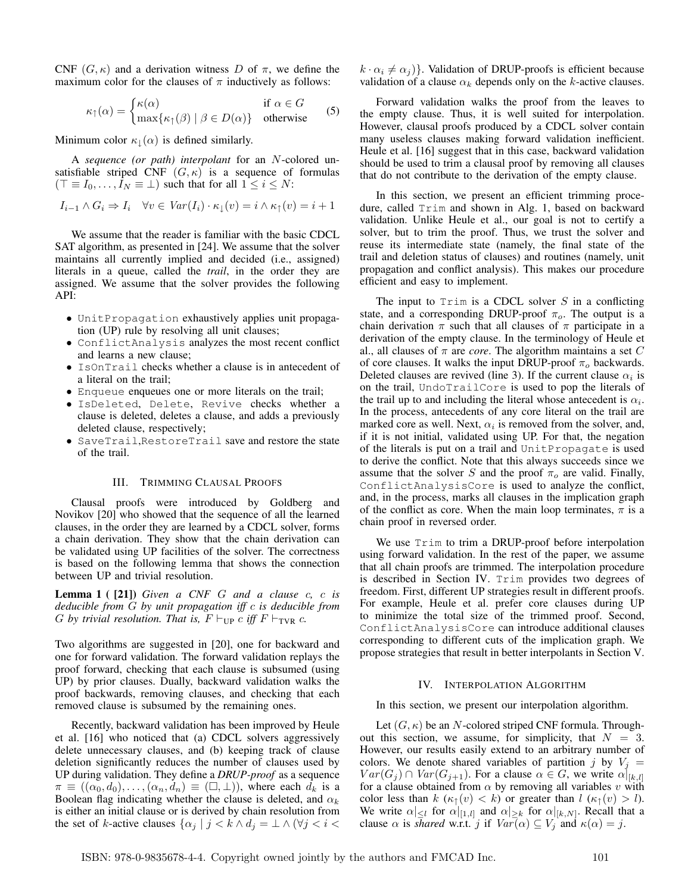CNF $(G, \kappa)$ and a derivation witness $D$ of $\pi$, we define the maximum color for the clauses of $\pi$ inductively as follows:

$$\kappa_{\uparrow}(\alpha) = \begin{cases} \kappa(\alpha) & \text{if } \alpha \in G \\ \max\{\kappa_{\uparrow}(\beta) \mid \beta \in D(\alpha)\} & \text{otherwise} \end{cases} \quad (5)$$

Minimum color $\kappa_{\downarrow}(\alpha)$ is defined similarly.

A *sequence (or path) interpolant* for an $N$-colored unsatisfiable striped CNF $(G, \kappa)$ is a sequence of formulas $(\top \equiv I_0, \ldots, I_N \equiv \bot)$ such that for all $1 \leq i \leq N$:

$$I_{i-1} \wedge G_i \Rightarrow I_i \quad \forall v \in Var(I_i) \cdot \kappa_{\downarrow}(v) = i \wedge \kappa_{\uparrow}(v) = i + 1$$

We assume that the reader is familiar with the basic CDCL SAT algorithm, as presented in [24]. We assume that the solver maintains all currently implied and decided (i.e., assigned) literals in a queue, called the *trail*, in the order they are assigned. We assume that the solver provides the following API:

- `UnitPropagation` exhaustively applies unit propagation (UP) rule by resolving all unit clauses;
- `ConflictAnalysis` analyzes the most recent conflict and learns a new clause;
- `IsOnTrail` checks whether a clause is in antecedent of a literal on the trail;
- `Enqueue` enqueues one or more literals on the trail;
- `IsDeleted`, `Delete`, `Revive` checks whether a clause is deleted, deletes a clause, and adds a previously deleted clause, respectively;
- `SaveTrail`,`RestoreTrail` save and restore the state of the trail.

## III. Trimming Clausal Proofs

Clausal proofs were introduced by Goldberg and Novikov [20] who showed that the sequence of all the learned clauses, in the order they are learned by a CDCL solver, forms a chain derivation. They show that the chain derivation can be validated using UP facilities of the solver. The correctness is based on the following lemma that shows the connection between UP and trivial resolution.

**Lemma 1 ( [21])** *Given a CNF $G$ and a clause $c$, $c$ is deducible from $G$ by unit propagation iff $c$ is deducible from $G$ by trivial resolution. That is, $F \vdash_{\text{UP}} c$ iff $F \vdash_{\text{TVR}} c$.*

Two algorithms are suggested in [20], one for backward and one for forward validation. The forward validation replays the proof forward, checking that each clause is subsumed (using UP) by prior clauses. Dually, backward validation walks the proof backwards, removing clauses, and checking that each removed clause is subsumed by the remaining ones.

Recently, backward validation has been improved by Heule et al. [16] who noticed that (a) CDCL solvers aggressively delete unnecessary clauses, and (b) keeping track of clause deletion significantly reduces the number of clauses used by UP during validation. They define a ***DRUP-proof*** as a sequence $\pi \equiv ((\alpha_0, d_0), \ldots, (\alpha_n, d_n) \equiv (\Box, \bot))$, where each $d_k$ is a Boolean flag indicating whether the clause is deleted, and $\alpha_k$ is either an initial clause or is derived by chain resolution from the set of $k$-active clauses $\{\alpha_j \mid j < k \wedge d_j = \bot \wedge (\forall j < i < k \cdot \alpha_i \neq \alpha_j)\}$. Validation of DRUP-proofs is efficient because validation of a clause $\alpha_k$ depends only on the $k$-active clauses.

Forward validation walks the proof from the leaves to the empty clause. Thus, it is well suited for interpolation. However, clausal proofs produced by a CDCL solver contain many useless clauses making forward validation inefficient. Heule et al. [16] suggest that in this case, backward validation should be used to trim a clausal proof by removing all clauses that do not contribute to the derivation of the empty clause.

In this section, we present an efficient trimming procedure, called `Trim` and shown in Alg. 1, based on backward validation. Unlike Heule et al., our goal is not to certify a solver, but to trim the proof. Thus, we trust the solver and reuse its intermediate state (namely, the final state of the trail and deletion status of clauses) and routines (namely, unit propagation and conflict analysis). This makes our procedure efficient and easy to implement.

The input to `Trim` is a CDCL solver $S$ in a conflicting state, and a corresponding DRUP-proof $\pi_o$. The output is a chain derivation $\pi$ such that all clauses of $\pi$ participate in a derivation of the empty clause. In the terminology of Heule et al., all clauses of $\pi$ are *core*. The algorithm maintains a set $C$ of core clauses. It walks the input DRUP-proof $\pi_o$ backwards. Deleted clauses are revived (line 3). If the current clause $\alpha_i$ is on the trail, `UndoTrailCore` is used to pop the literals of the trail up to and including the literal whose antecedent is $\alpha_i$. In the process, antecedents of any core literal on the trail are marked core as well. Next, $\alpha_i$ is removed from the solver, and, if it is not initial, validated using UP. For that, the negation of the literals is put on a trail and `UnitPropagate` is used to derive the conflict. Note that this always succeeds since we assume that the solver $S$ and the proof $\pi_o$ are valid. Finally, `ConflictAnalysisCore` is used to analyze the conflict, and, in the process, marks all clauses in the implication graph of the conflict as core. When the main loop terminates, $\pi$ is a chain proof in reversed order.

We use `Trim` to trim a DRUP-proof before interpolation using forward validation. In the rest of the paper, we assume that all chain proofs are trimmed. The interpolation procedure is described in Section IV. `Trim` provides two degrees of freedom. First, different UP strategies result in different proofs. For example, Heule et al. prefer core clauses during UP to minimize the total size of the trimmed proof. Second, `ConflictAnalysisCore` can introduce additional clauses corresponding to different cuts of the implication graph. We propose strategies that result in better interpolants in Section V.

## IV. Interpolation Algorithm

In this section, we present our interpolation algorithm.

Let $(G, \kappa)$ be an $N$-colored striped CNF formula. Throughout this section, we assume, for simplicity, that $N = 3$. However, our results easily extend to an arbitrary number of colors. We denote shared variables of partition $j$ by $V_j = Var(G_j) \cap Var(G_{j+1})$. For a clause $\alpha \in G$, we write $\alpha|_{[k,l]}$ for a clause obtained from $\alpha$ by removing all variables $v$ with color less than $k$ ($\kappa_{\uparrow}(v) < k$) or greater than $l$ ($\kappa_{\uparrow}(v) > l$). We write $\alpha|_{\leq l}$ for $\alpha|_{[1,l]}$ and $\alpha|_{\geq k}$ for $\alpha|_{[k,N]}$. Recall that a clause $\alpha$ is *shared* w.r.t. $j$ if $Var(\alpha) \subseteq V_j$ and $\kappa(\alpha) = j$.

ISBN: 978-0-9835678-4-4. Copyright owned jointly by the authors and FMCAD Inc.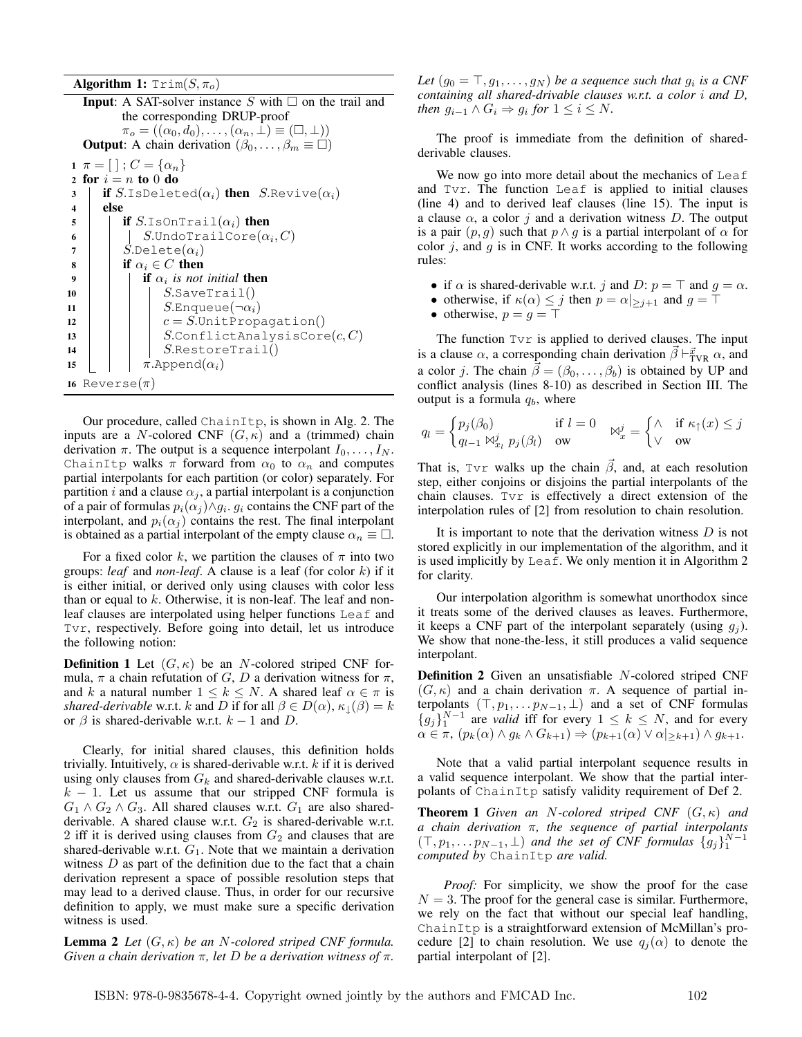**Algorithm 1:** $\texttt{Trim}(S, \pi_o)$

**Input**: A SAT-solver instance $S$ with $\Box$ on the trail and the corresponding DRUP-proof $\pi_o = ((\alpha_0, d_0), \ldots, (\alpha_n, \bot) \equiv (\Box, \bot))$
**Output**: A chain derivation $(\beta_0, \ldots, \beta_m \equiv \Box)$

```
1  π = [ ] ; C = {α_n}
2  for i = n to 0 do
3      if S.IsDeleted(α_i) then S.Revive(α_i)
4      else
5          if S.IsOnTrail(α_i) then
6              S.UndoTrailCore(α_i, C)
7          S.Delete(α_i)
8          if α_i ∈ C then
9              if α_i is not initial then
10                 S.SaveTrail()
11                 S.Enqueue(¬α_i)
12                 c = S.UnitPropagation()
13                 S.ConflictAnalysisCore(c, C)
14                 S.RestoreTrail()
15             π.Append(α_i)
16 Reverse(π)
```

Our procedure, called ChainItp, is shown in Alg. 2. The inputs are a $N$-colored CNF $(G, \kappa)$ and a (trimmed) chain derivation $\pi$. The output is a sequence interpolant $I_0, \ldots, I_N$. ChainItp walks $\pi$ forward from $\alpha_0$ to $\alpha_n$ and computes partial interpolants for each partition (or color) separately. For partition $i$ and a clause $\alpha_j$, a partial interpolant is a conjunction of a pair of formulas $p_i(\alpha_j) \wedge g_i$. $g_i$ contains the CNF part of the interpolant, and $p_i(\alpha_j)$ contains the rest. The final interpolant is obtained as a partial interpolant of the empty clause $\alpha_n \equiv \Box$.

For a fixed color $k$, we partition the clauses of $\pi$ into two groups: *leaf* and *non-leaf*. A clause is a leaf (for color $k$) if it is either initial, or derived only using clauses with color less than or equal to $k$. Otherwise, it is non-leaf. The leaf and non-leaf clauses are interpolated using helper functions Leaf and Tvr, respectively. Before going into detail, let us introduce the following notion:

**Definition 1** Let $(G, \kappa)$ be an $N$-colored striped CNF formula, $\pi$ a chain refutation of $G$, $D$ a derivation witness for $\pi$, and $k$ a natural number $1 \leq k \leq N$. A shared leaf $\alpha \in \pi$ is *shared-derivable* w.r.t. $k$ and $D$ if for all $\beta \in D(\alpha)$, $\kappa_\downarrow(\beta) = k$ or $\beta$ is shared-derivable w.r.t. $k-1$ and $D$.

Clearly, for initial shared clauses, this definition holds trivially. Intuitively, $\alpha$ is shared-derivable w.r.t. $k$ if it is derived using only clauses from $G_k$ and shared-derivable clauses w.r.t. $k-1$. Let us assume that our stripped CNF formula is $G_1 \wedge G_2 \wedge G_3$. All shared clauses w.r.t. $G_1$ are also shared-derivable. A shared clause w.r.t. $G_2$ is shared-derivable w.r.t. 2 iff it is derived using clauses from $G_2$ and clauses that are shared-derivable w.r.t. $G_1$. Note that we maintain a derivation witness $D$ as part of the definition due to the fact that a chain derivation represent a space of possible resolution steps that may lead to a derived clause. Thus, in order for our recursive definition to apply, we must make sure a specific derivation witness is used.

**Lemma 2** *Let $(G, \kappa)$ be an $N$-colored striped CNF formula. Given a chain derivation $\pi$, let $D$ be a derivation witness of $\pi$. Let $(g_0 = \top, g_1, \ldots, g_N)$ be a sequence such that $g_i$ is a CNF containing all shared-drivable clauses w.r.t. a color $i$ and $D$, then $g_{i-1} \wedge G_i \Rightarrow g_i$ for $1 \leq i \leq N$.*

The proof is immediate from the definition of shared-derivable clauses.

We now go into more detail about the mechanics of Leaf and Tvr. The function Leaf is applied to initial clauses (line 4) and to derived leaf clauses (line 15). The input is a clause $\alpha$, a color $j$ and a derivation witness $D$. The output is a pair $(p, g)$ such that $p \wedge g$ is a partial interpolant of $\alpha$ for color $j$, and $g$ is in CNF. It works according to the following rules:

- if $\alpha$ is shared-derivable w.r.t. $j$ and $D$: $p = \top$ and $g = \alpha$.
- otherwise, if $\kappa(\alpha) \leq j$ then $p = \alpha|_{\geq j+1}$ and $g = \top$
- otherwise, $p = g = \top$

The function Tvr is applied to derived clauses. The input is a clause $\alpha$, a corresponding chain derivation $\vec{\beta} \vdash^{\vec{x}}_{\text{TVR}} \alpha$, and a color $j$. The chain $\vec{\beta} = (\beta_0, \ldots, \beta_b)$ is obtained by UP and conflict analysis (lines 8-10) as described in Section III. The output is a formula $q_b$, where

$$q_l = \begin{cases} p_j(\beta_0) & \text{if } l = 0 \\ q_{l-1} \bowtie^j_{x_l} p_j(\beta_l) & \text{ow} \end{cases} \quad \bowtie^j_x = \begin{cases} \wedge & \text{if } \kappa_\uparrow(x) \leq j \\ \vee & \text{ow} \end{cases}$$

That is, Tvr walks up the chain $\vec{\beta}$, and, at each resolution step, either conjoins or disjoins the partial interpolants of the chain clauses. Tvr is effectively a direct extension of the interpolation rules of [2] from resolution to chain resolution.

It is important to note that the derivation witness $D$ is not stored explicitly in our implementation of the algorithm, and it is used implicitly by Leaf. We only mention it in Algorithm 2 for clarity.

Our interpolation algorithm is somewhat unorthodox since it treats some of the derived clauses as leaves. Furthermore, it keeps a CNF part of the interpolant separately (using $g_j$). We show that none-the-less, it still produces a valid sequence interpolant.

**Definition 2** Given an unsatisfiable $N$-colored striped CNF $(G, \kappa)$ and a chain derivation $\pi$. A sequence of partial interpolants $(\top, p_1, \ldots p_{N-1}, \bot)$ and a set of CNF formulas $\{g_j\}_1^{N-1}$ are *valid* iff for every $1 \leq k \leq N$, and for every $\alpha \in \pi$, $(p_k(\alpha) \wedge g_k \wedge G_{k+1}) \Rightarrow (p_{k+1}(\alpha) \vee \alpha|_{\geq k+1}) \wedge g_{k+1}$.

Note that a valid partial interpolant sequence results in a valid sequence interpolant. We show that the partial interpolants of ChainItp satisfy validity requirement of Def 2.

**Theorem 1** *Given an $N$-colored striped CNF $(G, \kappa)$ and a chain derivation $\pi$, the sequence of partial interpolants $(\top, p_1, \ldots p_{N-1}, \bot)$ and the set of CNF formulas $\{g_j\}_1^{N-1}$ computed by* ChainItp *are valid.*

*Proof:* For simplicity, we show the proof for the case $N = 3$. The proof for the general case is similar. Furthermore, we rely on the fact that without our special leaf handling, ChainItp is a straightforward extension of McMillan's procedure [2] to chain resolution. We use $q_j(\alpha)$ to denote the partial interpolant of [2].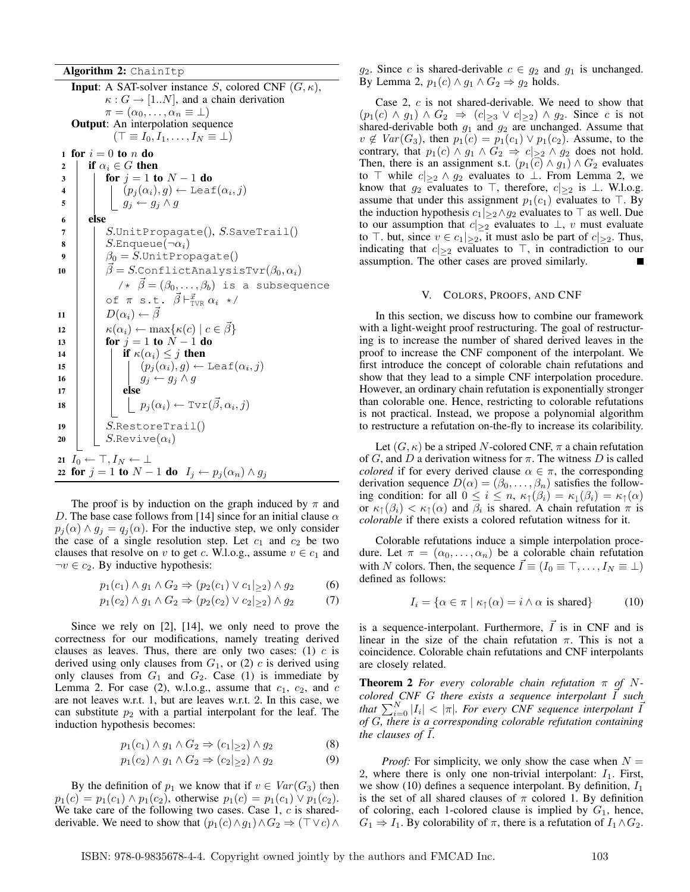**Algorithm 2:** `ChainItp`

**Input**: A SAT-solver instance $S$, colored CNF $(G, \kappa)$, $\kappa : G \to [1..N]$, and a chain derivation $\pi = (\alpha_0, \ldots, \alpha_n \equiv \bot)$

**Output**: An interpolation sequence $(\top \equiv I_0, I_1, \ldots, I_N \equiv \bot)$

```
1  for i = 0 to n do
2    if α_i ∈ G then
3      for j = 1 to N − 1 do
4        (p_j(α_i), g) ← Leaf(α_i, j)
5        g_j ← g_j ∧ g
6    else
7      S.UnitPropagate(), S.SaveTrail()
8      S.Enqueue(¬α_i)
9      β_0 = S.UnitPropagate()
10     β⃗ = S.ConflictAnalysisTvr(β_0, α_i)
         /* β⃗ = (β_0, ..., β_b) is a subsequence
         of π s.t. β⃗ ⊢^x⃗_TVR α_i */
11     D(α_i) ← β⃗
12     κ(α_i) ← max{κ(c) | c ∈ β⃗}
13     for j = 1 to N − 1 do
14       if κ(α_i) ≤ j then
15         (p_j(α_i), g) ← Leaf(α_i, j)
16         g_j ← g_j ∧ g
17       else
18         p_j(α_i) ← Tvr(β⃗, α_i, j)
19     S.RestoreTrail()
20     S.Revive(α_i)
21 I_0 ← ⊤, I_N ← ⊥
22 for j = 1 to N − 1 do  I_j ← p_j(α_n) ∧ g_j
```

The proof is by induction on the graph induced by $\pi$ and $D$. The base case follows from [14] since for an initial clause $\alpha$ $p_j(\alpha) \wedge g_j = q_j(\alpha)$. For the inductive step, we only consider the case of a single resolution step. Let $c_1$ and $c_2$ be two clauses that resolve on $v$ to get $c$. W.l.o.g., assume $v \in c_1$ and $\neg v \in c_2$. By inductive hypothesis:

$$p_1(c_1) \wedge g_1 \wedge G_2 \Rightarrow (p_2(c_1) \vee c_1|_{\geq 2}) \wedge g_2 \qquad (6)$$

$$p_1(c_2) \wedge g_1 \wedge G_2 \Rightarrow (p_2(c_2) \vee c_2|_{\geq 2}) \wedge g_2 \qquad (7)$$

Since we rely on [2], [14], we only need to prove the correctness for our modifications, namely treating derived clauses as leaves. Thus, there are only two cases: (1) $c$ is derived using only clauses from $G_1$, or (2) $c$ is derived using only clauses from $G_1$ and $G_2$. Case (1) is immediate by Lemma 2. For case (2), w.l.o.g., assume that $c_1$, $c_2$, and $c$ are not leaves w.r.t. 1, but are leaves w.r.t. 2. In this case, we can substitute $p_2$ with a partial interpolant for the leaf. The induction hypothesis becomes:

$$p_1(c_1) \wedge g_1 \wedge G_2 \Rightarrow (c_1|_{\geq 2}) \wedge g_2 \qquad (8)$$

$$p_1(c_2) \wedge g_1 \wedge G_2 \Rightarrow (c_2|_{\geq 2}) \wedge g_2 \qquad (9)$$

By the definition of $p_1$ we know that if $v \in Var(G_3)$ then $p_1(c) = p_1(c_1) \wedge p_1(c_2)$, otherwise $p_1(c) = p_1(c_1) \vee p_1(c_2)$. We take care of the following two cases. Case 1, $c$ is shared-derivable. We need to show that $(p_1(c) \wedge g_1) \wedge G_2 \Rightarrow (\top \vee c) \wedge g_2$. Since $c$ is shared-derivable $c \in g_2$ and $g_1$ is unchanged. By Lemma 2, $p_1(c) \wedge g_1 \wedge G_2 \Rightarrow g_2$ holds.

Case 2, $c$ is not shared-derivable. We need to show that $(p_1(c) \wedge g_1) \wedge G_2 \Rightarrow (c|_{\geq 3} \vee c|_{\geq 2}) \wedge g_2$. Since $c$ is not shared-derivable both $g_1$ and $g_2$ are unchanged. Assume that $v \notin Var(G_3)$, then $p_1(c) = p_1(c_1) \vee p_1(c_2)$. Assume, to the contrary, that $p_1(c) \wedge G_2 \Rightarrow c|_{\geq 2} \wedge g_2$ does not hold. Then, there is an assignment s.t. $(p_1(c) \wedge g_1) \wedge G_2$ evaluates to $\top$ while $c|_{\geq 2} \wedge g_2$ evaluates to $\bot$. From Lemma 2, we know that $g_2$ evaluates to $\top$, therefore, $c|_{\geq 2}$ is $\bot$. W.l.o.g. assume that under this assignment $p_1(c_1)$ evaluates to $\top$. By the induction hypothesis $c_1|_{\geq 2} \wedge g_2$ evaluates to $\top$ as well. Due to our assumption that $c|_{\geq 2}$ evaluates to $\bot$, $v$ must evaluate to $\top$. but, since $v \in c_1|_{\geq 2}$, it must aslo be part of $c|_{\geq 2}$. Thus, indicating that $c|_{\geq 2}$ evaluates to $\top$, in contradiction to our assumption. The other cases are proved similarly. ∎

## V. Colors, Proofs, and CNF

In this section, we discuss how to combine our framework with a light-weight proof restructuring. The goal of restructuring is to increase the number of shared derived leaves in the proof to increase the CNF component of the interpolant. We first introduce the concept of colorable chain refutations and show that they lead to a simple CNF interpolation procedure. However, an ordinary chain refutation is exponentially stronger than colorable one. Hence, restricting to colorable refutations is not practical. Instead, we propose a polynomial algorithm to restructure a refutation on-the-fly to increase its colaribility.

Let $(G, \kappa)$ be a striped $N$-colored CNF, $\pi$ a chain refutation of $G$, and $D$ a derivation witness for $\pi$. The witness $D$ is called *colored* if for every derived clause $\alpha \in \pi$, the corresponding derivation sequence $D(\alpha) = (\beta_0, \ldots, \beta_n)$ satisfies the following condition: for all $0 \leq i \leq n$, $\kappa_{\uparrow}(\beta_i) = \kappa_{\downarrow}(\beta_i) = \kappa_{\uparrow}(\alpha)$ or $\kappa_{\uparrow}(\beta_i) < \kappa_{\uparrow}(\alpha)$ and $\beta_i$ is shared. A chain refutation $\pi$ is *colorable* if there exists a colored refutation witness for it.

Colorable refutations induce a simple interpolation procedure. Let $\pi = (\alpha_0, \ldots, \alpha_n)$ be a colorable chain refutation with $N$ colors. Then, the sequence $\vec{I} \equiv (I_0 \equiv \top, \ldots, I_N \equiv \bot)$ defined as follows:

$$I_i = \{\alpha \in \pi \mid \kappa_{\uparrow}(\alpha) = i \wedge \alpha \text{ is shared}\} \qquad (10)$$

is a sequence-interpolant. Furthermore, $\vec{I}$ is in CNF and is linear in the size of the chain refutation $\pi$. This is not a coincidence. Colorable chain refutations and CNF interpolants are closely related.

**Theorem 2** *For every colorable chain refutation $\pi$ of $N$-colored CNF $G$ there exists a sequence interpolant $\vec{I}$ such that $\sum_{i=0}^{N} |I_i| < |\pi|$. For every CNF sequence interpolant $\vec{I}$ of $G$, there is a corresponding colorable refutation containing the clauses of $\vec{I}$.*

*Proof:* For simplicity, we only show the case when $N = 2$, where there is only one non-trivial interpolant: $I_1$. First, we show (10) defines a sequence interpolant. By definition, $I_1$ is the set of all shared clauses of $\pi$ colored 1. By definition of coloring, each 1-colored clause is implied by $G_1$, hence, $G_1 \Rightarrow I_1$. By colorability of $\pi$, there is a refutation of $I_1 \wedge G_2$.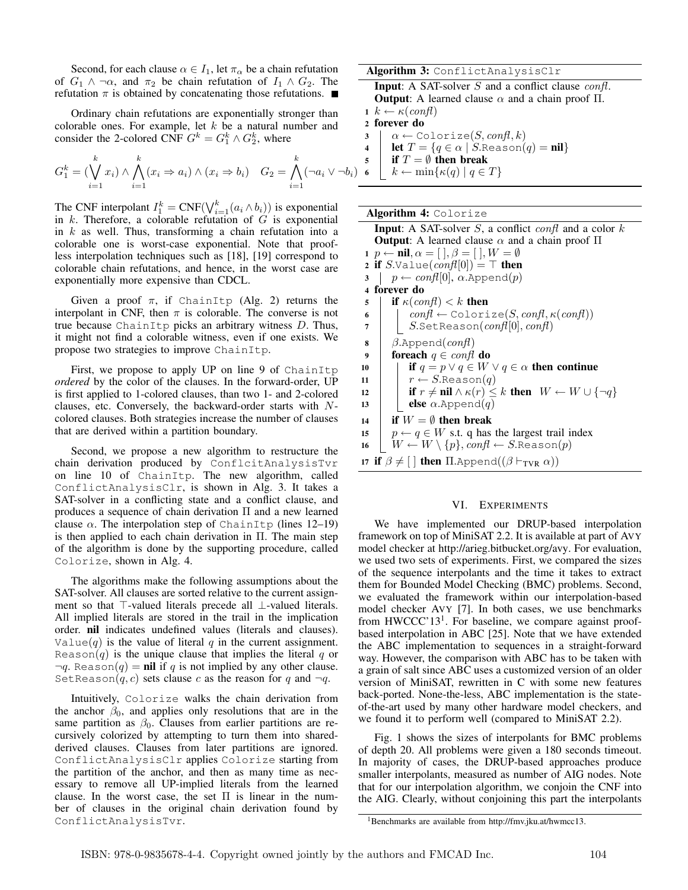Second, for each clause $\alpha \in I_1$, let $\pi_\alpha$ be a chain refutation of $G_1 \wedge \neg\alpha$, and $\pi_2$ be chain refutation of $I_1 \wedge G_2$. The refutation $\pi$ is obtained by concatenating those refutations. ■

Ordinary chain refutations are exponentially stronger than colorable ones. For example, let $k$ be a natural number and consider the 2-colored CNF $G^k = G_1^k \wedge G_2^k$, where

$$G_1^k = (\bigvee_{i=1}^{k} x_i) \wedge \bigwedge_{i=1}^{k} (x_i \Rightarrow a_i) \wedge (x_i \Rightarrow b_i) \quad G_2 = \bigwedge_{i=1}^{k} (\neg a_i \vee \neg b_i)$$

The CNF interpolant $I_1^k = \text{CNF}(\bigvee_{i=1}^{k}(a_i \wedge b_i))$ is exponential in $k$. Therefore, a colorable refutation of $G$ is exponential in $k$ as well. Thus, transforming a chain refutation into a colorable one is worst-case exponential. Note that proof-less interpolation techniques such as [18], [19] correspond to colorable chain refutations, and hence, in the worst case are exponentially more expensive than CDCL.

Given a proof $\pi$, if ChainItp (Alg. 2) returns the interpolant in CNF, then $\pi$ is colorable. The converse is not true because ChainItp picks an arbitrary witness $D$. Thus, it might not find a colorable witness, even if one exists. We propose two strategies to improve ChainItp.

First, we propose to apply UP on line 9 of ChainItp *ordered* by the color of the clauses. In the forward-order, UP is first applied to 1-colored clauses, than two 1- and 2-colored clauses, etc. Conversely, the backward-order starts with $N$-colored clauses. Both strategies increase the number of clauses that are derived within a partition boundary.

Second, we propose a new algorithm to restructure the chain derivation produced by ConflcitAnalysisTvr on line 10 of ChainItp. The new algorithm, called ConflictAnalysisClr, is shown in Alg. 3. It takes a SAT-solver in a conflicting state and a conflict clause, and produces a sequence of chain derivation $\Pi$ and a new learned clause $\alpha$. The interpolation step of ChainItp (lines 12–19) is then applied to each chain derivation in $\Pi$. The main step of the algorithm is done by the supporting procedure, called Colorize, shown in Alg. 4.

The algorithms make the following assumptions about the SAT-solver. All clauses are sorted relative to the current assignment so that $\top$-valued literals precede all $\bot$-valued literals. All implied literals are stored in the trail in the implication order. **nil** indicates undefined values (literals and clauses). Value($q$) is the value of literal $q$ in the current assignment. Reason($q$) is the unique clause that implies the literal $q$ or $\neg q$. Reason($q$) = **nil** if $q$ is not implied by any other clause. SetReason($q, c$) sets clause $c$ as the reason for $q$ and $\neg q$.

Intuitively, Colorize walks the chain derivation from the anchor $\beta_0$, and applies only resolutions that are in the same partition as $\beta_0$. Clauses from earlier partitions are recursively colorized by attempting to turn them into shared-derived clauses. Clauses from later partitions are ignored. ConflictAnalysisClr applies Colorize starting from the partition of the anchor, and then as many time as necessary to remove all UP-implied literals from the learned clause. In the worst case, the set $\Pi$ is linear in the number of clauses in the original chain derivation found by ConflictAnalysisTvr.

**Algorithm 3:** ConflictAnalysisClr

**Input**: A SAT-solver $S$ and a conflict clause *confl*.
**Output**: A learned clause $\alpha$ and a chain proof $\Pi$.

```
1  k ← κ(confl)
2  forever do
3      α ← Colorize(S, confl, k)
4      let T = {q ∈ α | S.Reason(q) = nil}
5      if T = ∅ then break
6      k ← min{κ(q) | q ∈ T}
```

**Algorithm 4:** Colorize

**Input**: A SAT-solver $S$, a conflict *confl* and a color $k$
**Output**: A learned clause $\alpha$ and a chain proof $\Pi$

```
1  p ← nil, α = [ ], β = [ ], W = ∅
2  if S.Value(confl[0]) = ⊤ then
3      p ← confl[0], α.Append(p)
4  forever do
5      if κ(confl) < k then
6          confl ← Colorize(S, confl, κ(confl))
7          S.SetReason(confl[0], confl)
8      β.Append(confl)
9      foreach q ∈ confl do
10         if q = p ∨ q ∈ W ∨ q ∈ α then continue
11         r ← S.Reason(q)
12         if r ≠ nil ∧ κ(r) ≤ k then  W ← W ∪ {¬q}
13         else α.Append(q)
14     if W = ∅ then break
15     p ← q ∈ W s.t. q has the largest trail index
16     W ← W \ {p}, confl ← S.Reason(p)
17 if β ≠ [ ] then Π.Append((β ⊢_TVR α))
```

## VI. Experiments

We have implemented our DRUP-based interpolation framework on top of MiniSAT 2.2. It is available at part of AVY model checker at http://arieg.bitbucket.org/avy. For evaluation, we used two sets of experiments. First, we compared the sizes of the sequence interpolants and the time it takes to extract them for Bounded Model Checking (BMC) problems. Second, we evaluated the framework within our interpolation-based model checker AVY [7]. In both cases, we use benchmarks from HWCCC'13[1]. For baseline, we compare against proof-based interpolation in ABC [25]. Note that we have extended the ABC implementation to sequences in a straight-forward way. However, the comparison with ABC has to be taken with a grain of salt since ABC uses a customized version of an older version of MiniSAT, rewritten in C with some new features back-ported. None-the-less, ABC implementation is the state-of-the-art used by many other hardware model checkers, and we found it to perform well (compared to MiniSAT 2.2).

Fig. 1 shows the sizes of interpolants for BMC problems of depth 20. All problems were given a 180 seconds timeout. In majority of cases, the DRUP-based approaches produce smaller interpolants, measured as number of AIG nodes. Note that for our interpolation algorithm, we conjoin the CNF into the AIG. Clearly, without conjoining this part the interpolants

[1]Benchmarks are available from http://fmv.jku.at/hwmcc13.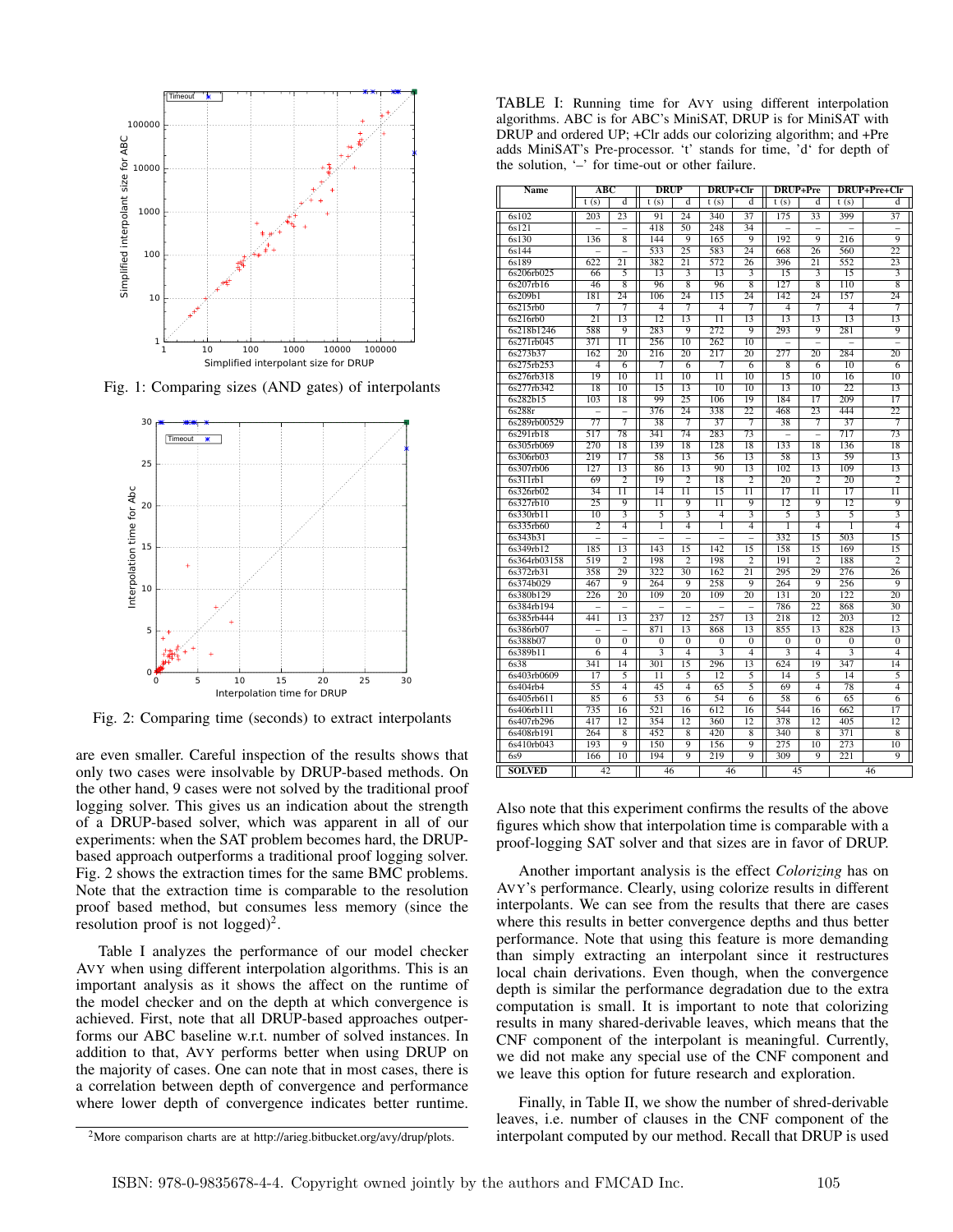Fig. 1: Comparing sizes (AND gates) of interpolants

Fig. 2: Comparing time (seconds) to extract interpolants

are even smaller. Careful inspection of the results shows that only two cases were insolvable by DRUP-based methods. On the other hand, 9 cases were not solved by the traditional proof logging solver. This gives us an indication about the strength of a DRUP-based solver, which was apparent in all of our experiments: when the SAT problem becomes hard, the DRUP-based approach outperforms a traditional proof logging solver. Fig. 2 shows the extraction times for the same BMC problems. Note that the extraction time is comparable to the resolution proof based method, but consumes less memory (since the resolution proof is not logged)[2].

Table I analyzes the performance of our model checker AVY when using different interpolation algorithms. This is an important analysis as it shows the affect on the runtime of the model checker and on the depth at which convergence is achieved. First, note that all DRUP-based approaches outperforms our ABC baseline w.r.t. number of solved instances. In addition to that, AVY performs better when using DRUP on the majority of cases. One can note that in most cases, there is a correlation between depth of convergence and performance where lower depth of convergence indicates better runtime.

[2]More comparison charts are at http://arieg.bitbucket.org/avy/drup/plots.

TABLE I: Running time for AVY using different interpolation algorithms. ABC is for ABC's MiniSAT, DRUP is for MiniSAT with DRUP and ordered UP; +Clr adds our colorizing algorithm; and +Pre adds MiniSAT's Pre-processor. 't' stands for time, 'd' for depth of the solution, '–' for time-out or other failure.

| Name | ABC | | DRUP | | DRUP+Clr | | DRUP+Pre | | DRUP+Pre+Clr | |
|---|---|---|---|---|---|---|---|---|---|---|
| | t (s) | d | t (s) | d | t (s) | d | t (s) | d | t (s) | d |
| 6s102 | 203 | 23 | 91 | 24 | 340 | 37 | 175 | 33 | 399 | 37 |
| 6s121 | – | – | 418 | 50 | 248 | 34 | – | – | – | – |
| 6s130 | 136 | 8 | 144 | 9 | 165 | 9 | 192 | 9 | 216 | 9 |
| 6s144 | – | – | 533 | 25 | 583 | 24 | 668 | 26 | 560 | 22 |
| 6s189 | 622 | 21 | 382 | 21 | 572 | 26 | 396 | 21 | 552 | 23 |
| 6s206rb025 | 66 | 5 | 13 | 3 | 13 | 3 | 15 | 3 | 15 | 3 |
| 6s207rb16 | 46 | 8 | 96 | 8 | 96 | 8 | 127 | 8 | 110 | 8 |
| 6s209b1 | 181 | 24 | 106 | 24 | 115 | 24 | 142 | 24 | 157 | 24 |
| 6s215rb0 | 7 | 7 | 4 | 7 | 4 | 7 | 4 | 7 | 4 | 7 |
| 6s216rb0 | 21 | 13 | 12 | 13 | 11 | 13 | 13 | 13 | 13 | 13 |
| 6s218b1246 | 588 | 9 | 283 | 9 | 272 | 9 | 293 | 9 | 281 | 9 |
| 6s271rb045 | 371 | 11 | 256 | 10 | 262 | 10 | – | – | – | – |
| 6s273b37 | 162 | 20 | 216 | 20 | 217 | 20 | 277 | 20 | 284 | 20 |
| 6s275rb253 | 4 | 6 | 7 | 6 | 7 | 6 | 8 | 6 | 10 | 6 |
| 6s276rb318 | 19 | 10 | 11 | 10 | 11 | 10 | 15 | 10 | 16 | 10 |
| 6s277rb342 | 18 | 10 | 15 | 13 | 10 | 10 | 13 | 10 | 22 | 13 |
| 6s282b15 | 103 | 18 | 99 | 25 | 106 | 19 | 184 | 17 | 209 | 17 |
| 6s288r | – | – | 376 | 24 | 338 | 22 | 468 | 23 | 444 | 22 |
| 6s289rb00529 | 77 | 7 | 38 | 7 | 37 | 7 | 38 | 7 | 37 | 7 |
| 6s291rb18 | 517 | 78 | 341 | 74 | 283 | 73 | – | – | 717 | 73 |
| 6s305rb069 | 270 | 18 | 139 | 18 | 128 | 18 | 133 | 18 | 136 | 18 |
| 6s306rb03 | 219 | 17 | 58 | 13 | 56 | 13 | 58 | 13 | 59 | 13 |
| 6s307rb06 | 127 | 13 | 86 | 13 | 90 | 13 | 102 | 13 | 109 | 13 |
| 6s311rb1 | 69 | 2 | 19 | 2 | 18 | 2 | 20 | 2 | 20 | 2 |
| 6s326rb02 | 34 | 11 | 14 | 11 | 15 | 11 | 17 | 11 | 17 | 11 |
| 6s327rb10 | 25 | 9 | 11 | 9 | 11 | 9 | 12 | 9 | 12 | 9 |
| 6s330rb11 | 10 | 3 | 5 | 3 | 4 | 3 | 5 | 3 | 5 | 3 |
| 6s335rb60 | 2 | 4 | 1 | 4 | 1 | 4 | 1 | 4 | 1 | 4 |
| 6s343b31 | – | – | – | – | – | – | 332 | 15 | 503 | 15 |
| 6s349rb12 | 185 | 13 | 143 | 15 | 142 | 15 | 158 | 15 | 169 | 15 |
| 6s364rb03158 | 519 | 2 | 198 | 2 | 198 | 2 | 191 | 2 | 188 | 2 |
| 6s372rb31 | 358 | 29 | 322 | 30 | 162 | 21 | 295 | 29 | 276 | 26 |
| 6s374b029 | 467 | 9 | 264 | 9 | 258 | 9 | 264 | 9 | 256 | 9 |
| 6s380b129 | 226 | 20 | 109 | 20 | 109 | 20 | 131 | 20 | 122 | 20 |
| 6s384rb194 | – | – | – | – | – | – | 786 | 22 | 868 | 30 |
| 6s385rb444 | 441 | 13 | 237 | 12 | 257 | 13 | 218 | 12 | 203 | 12 |
| 6s386rb07 | – | – | 871 | 13 | 868 | 13 | 855 | 13 | 828 | 13 |
| 6s388b07 | 0 | 0 | 0 | 0 | 0 | 0 | 0 | 0 | 0 | 0 |
| 6s389b11 | 6 | 4 | 3 | 4 | 3 | 4 | 3 | 4 | 3 | 4 |
| 6s38 | 341 | 14 | 301 | 15 | 296 | 13 | 624 | 19 | 347 | 14 |
| 6s403rb0609 | 17 | 5 | 11 | 5 | 12 | 5 | 14 | 5 | 14 | 5 |
| 6s404rb4 | 55 | 4 | 45 | 4 | 65 | 5 | 69 | 4 | 78 | 4 |
| 6s405rb611 | 85 | 6 | 53 | 6 | 54 | 6 | 58 | 6 | 65 | 6 |
| 6s406rb111 | 735 | 16 | 521 | 16 | 612 | 16 | 544 | 16 | 662 | 17 |
| 6s407rb296 | 417 | 12 | 354 | 12 | 360 | 12 | 378 | 12 | 405 | 12 |
| 6s408rb191 | 264 | 8 | 452 | 8 | 420 | 8 | 340 | 8 | 371 | 8 |
| 6s410rb043 | 193 | 9 | 150 | 9 | 156 | 9 | 275 | 10 | 273 | 10 |
| 6s9 | 166 | 10 | 194 | 9 | 219 | 9 | 309 | 9 | 221 | 9 |
| **SOLVED** | 42 | | 46 | | 46 | | 45 | | 46 | |

Also note that this experiment confirms the results of the above figures which show that interpolation time is comparable with a proof-logging SAT solver and that sizes are in favor of DRUP.

Another important analysis is the effect *Colorizing* has on AVY's performance. Clearly, using colorize results in different interpolants. We can see from the results that there are cases where this results in better convergence depths and thus better performance. Note that using this feature is more demanding than simply extracting an interpolant since it restructures local chain derivations. Even though, when the convergence depth is similar the performance degradation due to the extra computation is small. It is important to note that colorizing results in many shared-derivable leaves, which means that the CNF component of the interpolant is meaningful. Currently, we did not make any special use of the CNF component and we leave this option for future research and exploration.

Finally, in Table II, we show the number of shred-derivable leaves, i.e. number of clauses in the CNF component of the interpolant computed by our method. Recall that DRUP is used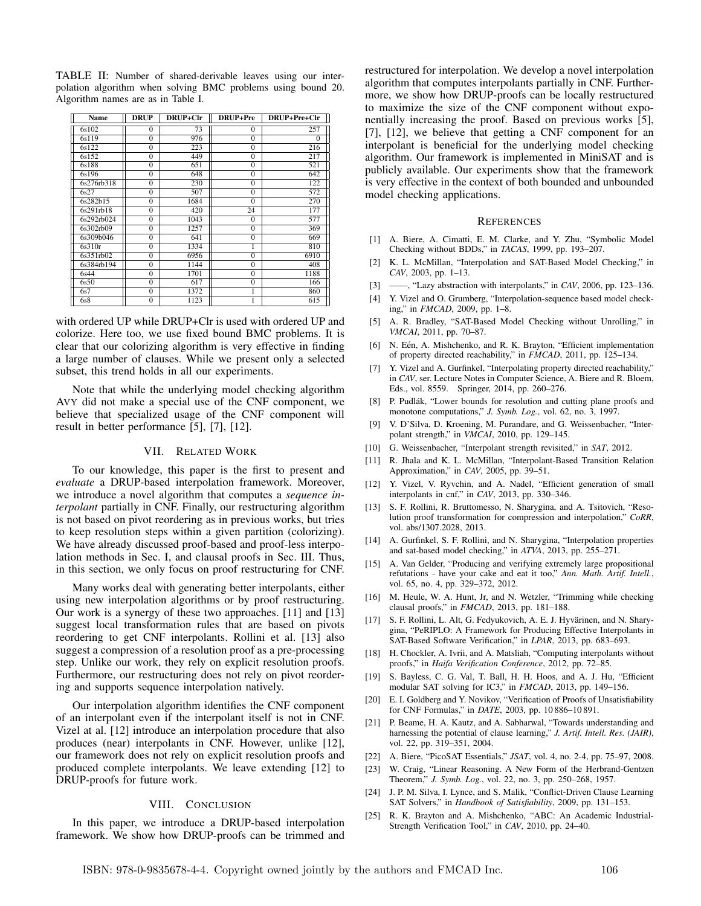TABLE II: Number of shared-derivable leaves using our interpolation algorithm when solving BMC problems using bound 20. Algorithm names are as in Table I.

| Name | DRUP | DRUP+Clr | DRUP+Pre | DRUP+Pre+Clr |
|---|---|---|---|---|
| 6s102 | 0 | 73 | 0 | 257 |
| 6s119 | 0 | 976 | 0 | 0 |
| 6s122 | 0 | 223 | 0 | 216 |
| 6s152 | 0 | 449 | 0 | 217 |
| 6s188 | 0 | 651 | 0 | 521 |
| 6s196 | 0 | 648 | 0 | 642 |
| 6s276rb318 | 0 | 230 | 0 | 122 |
| 6s27 | 0 | 507 | 0 | 572 |
| 6s282b15 | 0 | 1684 | 0 | 270 |
| 6s291rb18 | 0 | 420 | 24 | 177 |
| 6s292rb024 | 0 | 1043 | 0 | 577 |
| 6s302rb09 | 0 | 1257 | 0 | 369 |
| 6s309b046 | 0 | 641 | 0 | 669 |
| 6s310r | 0 | 1334 | 1 | 810 |
| 6s351rb02 | 0 | 6956 | 0 | 6910 |
| 6s384rb194 | 0 | 1144 | 0 | 408 |
| 6s44 | 0 | 1701 | 0 | 1188 |
| 6s50 | 0 | 617 | 0 | 166 |
| 6s7 | 0 | 1372 | 1 | 860 |
| 6s8 | 0 | 1123 | 1 | 615 |

with ordered UP while DRUP+Clr is used with ordered UP and colorize. Here too, we use fixed bound BMC problems. It is clear that our colorizing algorithm is very effective in finding a large number of clauses. While we present only a selected subset, this trend holds in all our experiments.

Note that while the underlying model checking algorithm AVY did not make a special use of the CNF component, we believe that specialized usage of the CNF component will result in better performance [5], [7], [12].

## VII. Related Work

To our knowledge, this paper is the first to present and *evaluate* a DRUP-based interpolation framework. Moreover, we introduce a novel algorithm that computes a *sequence interpolant* partially in CNF. Finally, our restructuring algorithm is not based on pivot reordering as in previous works, but tries to keep resolution steps within a given partition (colorizing). We have already discussed proof-based and proof-less interpolation methods in Sec. I, and clausal proofs in Sec. III. Thus, in this section, we only focus on proof restructuring for CNF.

Many works deal with generating better interpolants, either using new interpolation algorithms or by proof restructuring. Our work is a synergy of these two approaches. [11] and [13] suggest local transformation rules that are based on pivots reordering to get CNF interpolants. Rollini et al. [13] also suggest a compression of a resolution proof as a pre-processing step. Unlike our work, they rely on explicit resolution proofs. Furthermore, our restructuring does not rely on pivot reordering and supports sequence interpolation natively.

Our interpolation algorithm identifies the CNF component of an interpolant even if the interpolant itself is not in CNF. Vizel at al. [12] introduce an interpolation procedure that also produces (near) interpolants in CNF. However, unlike [12], our framework does not rely on explicit resolution proofs and produced complete interpolants. We leave extending [12] to DRUP-proofs for future work.

## VIII. Conclusion

In this paper, we introduce a DRUP-based interpolation framework. We show how DRUP-proofs can be trimmed and restructured for interpolation. We develop a novel interpolation algorithm that computes interpolants partially in CNF. Furthermore, we show how DRUP-proofs can be locally restructured to maximize the size of the CNF component without exponentially increasing the size of the proof. Based on previous works [5], [7], [12], we believe that getting a CNF component for an interpolant is beneficial for the underlying model checking algorithm. Our framework is implemented in MiniSAT and is publicly available. Our experiments show that the framework is very effective in the context of both bounded and unbounded model checking applications.

## References

[1] A. Biere, A. Cimatti, E. M. Clarke, and Y. Zhu, "Symbolic Model Checking without BDDs," in *TACAS*, 1999, pp. 193–207.

[2] K. L. McMillan, "Interpolation and SAT-Based Model Checking," in *CAV*, 2003, pp. 1–13.

[3] ——, "Lazy abstraction with interpolants," in *CAV*, 2006, pp. 123–136.

[4] Y. Vizel and O. Grumberg, "Interpolation-sequence based model checking," in *FMCAD*, 2009, pp. 1–8.

[5] A. R. Bradley, "SAT-Based Model Checking without Unrolling," in *VMCAI*, 2011, pp. 70–87.

[6] N. Eén, A. Mishchenko, and R. K. Brayton, "Efficient implementation of property directed reachability," in *FMCAD*, 2011, pp. 125–134.

[7] Y. Vizel and A. Gurfinkel, "Interpolating property directed reachability," in *CAV*, ser. Lecture Notes in Computer Science, A. Biere and R. Bloem, Eds., vol. 8559. Springer, 2014, pp. 260–276.

[8] P. Pudlák, "Lower bounds for resolution and cutting plane proofs and monotone computations," *J. Symb. Log.*, vol. 62, no. 3, 1997.

[9] V. D'Silva, D. Kroening, M. Purandare, and G. Weissenbacher, "Interpolant strength," in *VMCAI*, 2010, pp. 129–145.

[10] G. Weissenbacher, "Interpolant strength revisited," in *SAT*, 2012.

[11] R. Jhala and K. L. McMillan, "Interpolant-Based Transition Relation Approximation," in *CAV*, 2005, pp. 39–51.

[12] Y. Vizel, V. Ryvchin, and A. Nadel, "Efficient generation of small interpolants in cnf," in *CAV*, 2013, pp. 330–346.

[13] S. F. Rollini, R. Bruttomesso, N. Sharygina, and A. Tsitovich, "Resolution proof transformation for compression and interpolation," *CoRR*, vol. abs/1307.2028, 2013.

[14] A. Gurfinkel, S. F. Rollini, and N. Sharygina, "Interpolation properties and sat-based model checking," in *ATVA*, 2013, pp. 255–271.

[15] A. Van Gelder, "Producing and verifying extremely large propositional refutations - have your cake and eat it too," *Ann. Math. Artif. Intell.*, vol. 65, no. 4, pp. 329–372, 2012.

[16] M. Heule, W. A. Hunt, Jr, and N. Wetzler, "Trimming while checking clausal proofs," in *FMCAD*, 2013, pp. 181–188.

[17] S. F. Rollini, L. Alt, G. Fedyukovich, A. E. J. Hyvärinen, and N. Sharygina, "PeRIPLO: A Framework for Producing Effective Interpolants in SAT-Based Software Verification," in *LPAR*, 2013, pp. 683–693.

[18] H. Chockler, A. Ivrii, and A. Matsliah, "Computing interpolants without proofs," in *Haifa Verification Conference*, 2012, pp. 72–85.

[19] S. Bayless, C. G. Val, T. Ball, H. H. Hoos, and A. J. Hu, "Efficient modular SAT solving for IC3," in *FMCAD*, 2013, pp. 149–156.

[20] E. I. Goldberg and Y. Novikov, "Verification of Proofs of Unsatisfiability for CNF Formulas," in *DATE*, 2003, pp. 10 886–10 891.

[21] P. Beame, H. A. Kautz, and A. Sabharwal, "Towards understanding and harnessing the potential of clause learning," *J. Artif. Intell. Res. (JAIR)*, vol. 22, pp. 319–351, 2004.

[22] A. Biere, "PicoSAT Essentials," *JSAT*, vol. 4, no. 2-4, pp. 75–97, 2008.

[23] W. Craig, "Linear Reasoning. A New Form of the Herbrand-Gentzen Theorem," *J. Symb. Log.*, vol. 22, no. 3, pp. 250–268, 1957.

[24] J. P. M. Silva, I. Lynce, and S. Malik, "Conflict-Driven Clause Learning SAT Solvers," in *Handbook of Satisfiability*, 2009, pp. 131–153.

[25] R. K. Brayton and A. Mishchenko, "ABC: An Academic Industrial-Strength Verification Tool," in *CAV*, 2010, pp. 24–40.